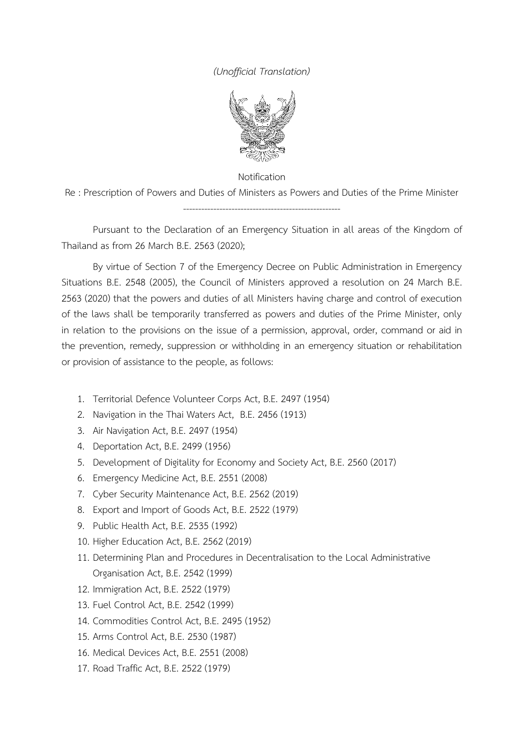*(Unofficial Translation)*

Notification

Re : Prescription of Powers and Duties of Ministers as Powers and Duties of the Prime Minister

---

Pursuant to the Declaration of an Emergency Situation in all areas of the Kingdom of Thailand as from 26 March B.E. 2563 (2020);

By virtue of Section 7 of the Emergency Decree on Public Administration in Emergency Situations B.E. 2548 (2005), the Council of Ministers approved a resolution on 24 March B.E. 2563 (2020) that the powers and duties of all Ministers having charge and control of execution of the laws shall be temporarily transferred as powers and duties of the Prime Minister, only in relation to the provisions on the issue of a permission, approval, order, command or aid in the prevention, remedy, suppression or withholding in an emergency situation or rehabilitation or provision of assistance to the people, as follows:

1. Territorial Defence Volunteer Corps Act, B.E. 2497 (1954)
2. Navigation in the Thai Waters Act, B.E. 2456 (1913)
3. Air Navigation Act, B.E. 2497 (1954)
4. Deportation Act, B.E. 2499 (1956)
5. Development of Digitality for Economy and Society Act, B.E. 2560 (2017)
6. Emergency Medicine Act, B.E. 2551 (2008)
7. Cyber Security Maintenance Act, B.E. 2562 (2019)
8. Export and Import of Goods Act, B.E. 2522 (1979)
9. Public Health Act, B.E. 2535 (1992)
10. Higher Education Act, B.E. 2562 (2019)
11. Determining Plan and Procedures in Decentralisation to the Local Administrative Organisation Act, B.E. 2542 (1999)
12. Immigration Act, B.E. 2522 (1979)
13. Fuel Control Act, B.E. 2542 (1999)
14. Commodities Control Act, B.E. 2495 (1952)
15. Arms Control Act, B.E. 2530 (1987)
16. Medical Devices Act, B.E. 2551 (2008)
17. Road Traffic Act, B.E. 2522 (1979)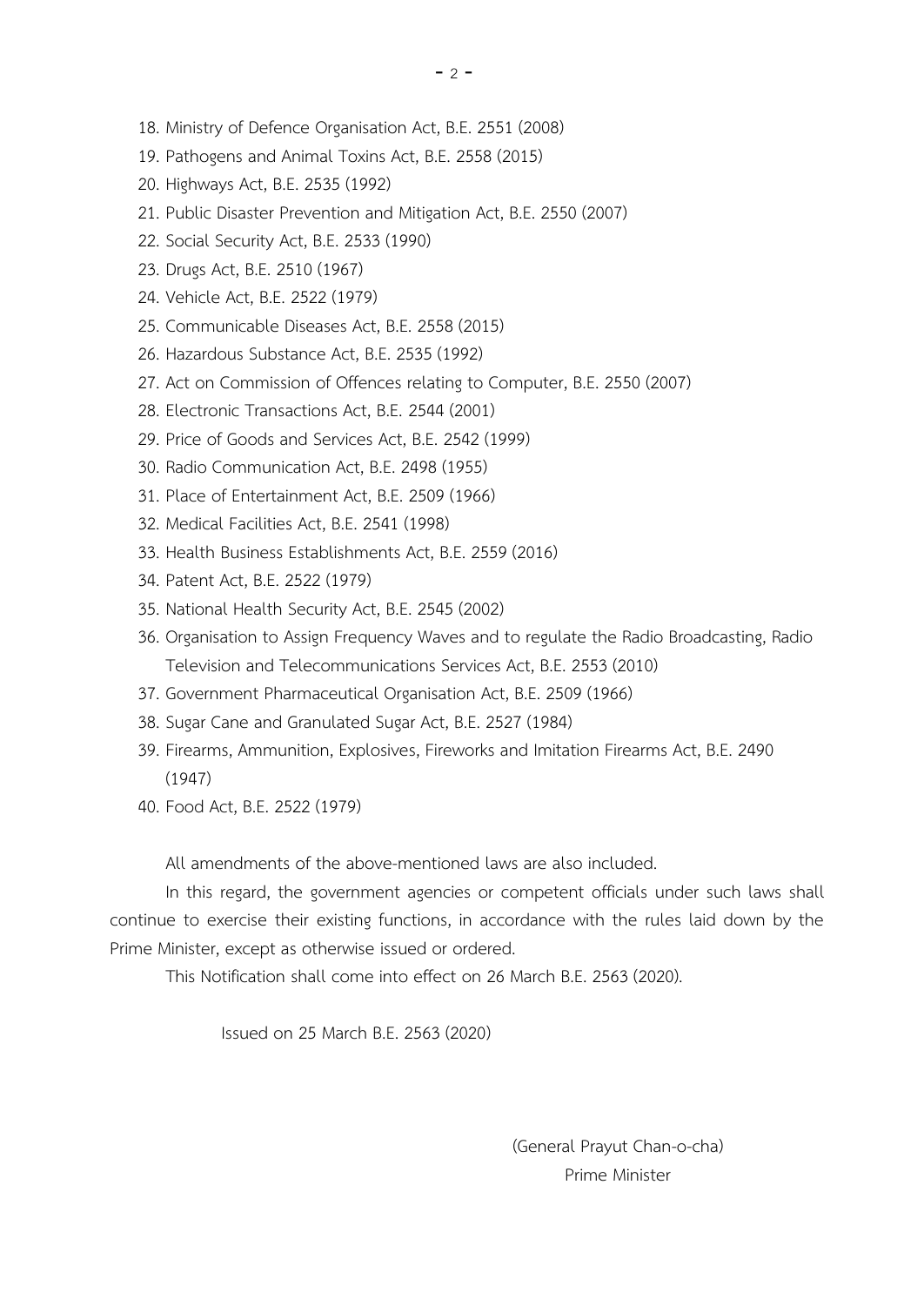18. Ministry of Defence Organisation Act, B.E. 2551 (2008)
19. Pathogens and Animal Toxins Act, B.E. 2558 (2015)
20. Highways Act, B.E. 2535 (1992)
21. Public Disaster Prevention and Mitigation Act, B.E. 2550 (2007)
22. Social Security Act, B.E. 2533 (1990)
23. Drugs Act, B.E. 2510 (1967)
24. Vehicle Act, B.E. 2522 (1979)
25. Communicable Diseases Act, B.E. 2558 (2015)
26. Hazardous Substance Act, B.E. 2535 (1992)
27. Act on Commission of Offences relating to Computer, B.E. 2550 (2007)
28. Electronic Transactions Act, B.E. 2544 (2001)
29. Price of Goods and Services Act, B.E. 2542 (1999)
30. Radio Communication Act, B.E. 2498 (1955)
31. Place of Entertainment Act, B.E. 2509 (1966)
32. Medical Facilities Act, B.E. 2541 (1998)
33. Health Business Establishments Act, B.E. 2559 (2016)
34. Patent Act, B.E. 2522 (1979)
35. National Health Security Act, B.E. 2545 (2002)
36. Organisation to Assign Frequency Waves and to regulate the Radio Broadcasting, Radio Television and Telecommunications Services Act, B.E. 2553 (2010)
37. Government Pharmaceutical Organisation Act, B.E. 2509 (1966)
38. Sugar Cane and Granulated Sugar Act, B.E. 2527 (1984)
39. Firearms, Ammunition, Explosives, Fireworks and Imitation Firearms Act, B.E. 2490 (1947)
40. Food Act, B.E. 2522 (1979)

All amendments of the above-mentioned laws are also included.

In this regard, the government agencies or competent officials under such laws shall continue to exercise their existing functions, in accordance with the rules laid down by the Prime Minister, except as otherwise issued or ordered.

This Notification shall come into effect on 26 March B.E. 2563 (2020).

Issued on 25 March B.E. 2563 (2020)

(General Prayut Chan-o-cha)
Prime Minister